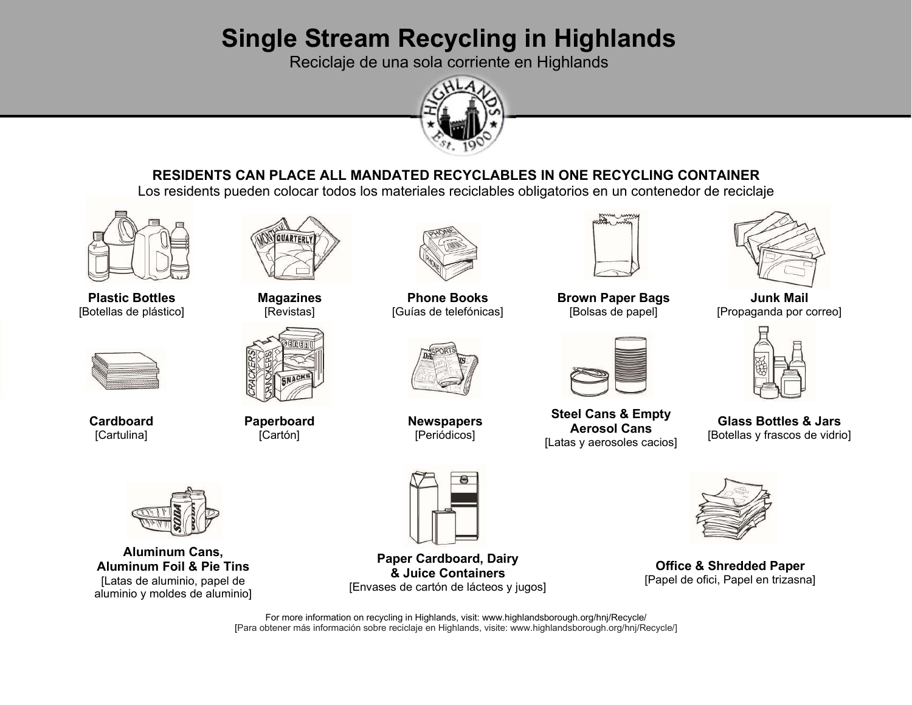# Single Stream Recycling in Highlands

Reciclaje de una sola corriente en Highlands

**RESIDENTS CAN PLACE ALL MANDATED RECYCLABLES IN ONE RECYCLING CONTAINER**

Los residents pueden colocar todos los materiales reciclables obligatorios en un contenedor de reciclaje

**Plastic Bottles**
[Botellas de plástico]

**Magazines**
[Revistas]

**Phone Books**
[Guías de telefónicas]

**Brown Paper Bags**
[Bolsas de papel]

**Junk Mail**
[Propaganda por correo]

**Cardboard**
[Cartulina]

**Paperboard**
[Cartón]

**Newspapers**
[Periódicos]

**Steel Cans & Empty Aerosol Cans**
[Latas y aerosoles cacios]

**Glass Bottles & Jars**
[Botellas y frascos de vidrio]

**Aluminum Cans, Aluminum Foil & Pie Tins**
[Latas de aluminio, papel de aluminio y moldes de aluminio]

**Paper Cardboard, Dairy & Juice Containers**
[Envases de cartón de lácteos y jugos]

**Office & Shredded Paper**
[Papel de ofici, Papel en trizasna]

For more information on recycling in Highlands, visit: www.highlandsborough.org/hnj/Recycle/
[Para obtener más información sobre reciclaje en Highlands, visite: www.highlandsborough.org/hnj/Recycle/]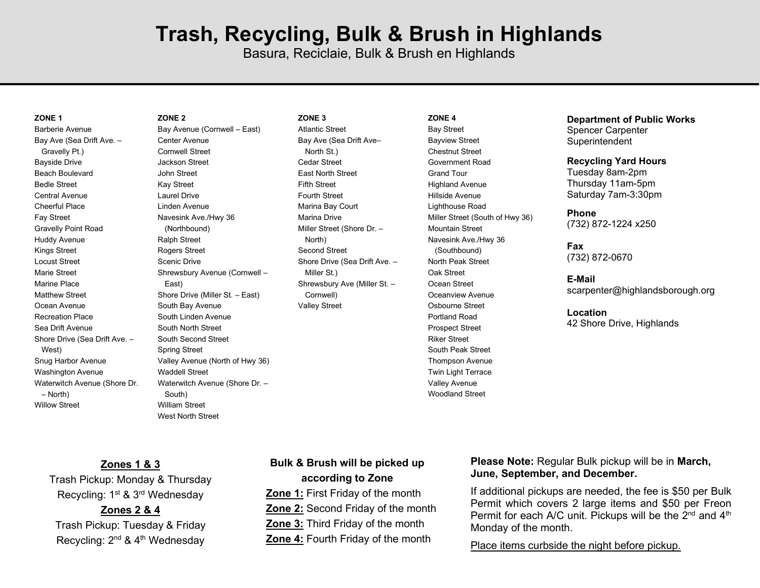# Trash, Recycling, Bulk & Brush in Highlands

Basura, Reciclaie, Bulk & Brush en Highlands

**ZONE 1**

- Barberie Avenue
- Bay Ave (Sea Drift Ave. – Gravelly Pt.)
- Bayside Drive
- Beach Boulevard
- Bedle Street
- Central Avenue
- Cheerful Place
- Fay Street
- Gravelly Point Road
- Huddy Avenue
- Kings Street
- Locust Street
- Marie Street
- Marine Place
- Matthew Street
- Ocean Avenue
- Recreation Place
- Sea Drift Avenue
- Shore Drive (Sea Drift Ave. – West)
- Snug Harbor Avenue
- Washington Avenue
- Waterwitch Avenue (Shore Dr. – North)
- Willow Street

**ZONE 2**

- Bay Avenue (Cornwell – East)
- Center Avenue
- Cornwell Street
- Jackson Street
- John Street
- Kay Street
- Laurel Drive
- Linden Avenue
- Navesink Ave./Hwy 36 (Northbound)
- Ralph Street
- Rogers Street
- Scenic Drive
- Shrewsbury Avenue (Cornwell – East)
- Shore Drive (Miller St. – East)
- South Bay Avenue
- South Linden Avenue
- South North Street
- South Second Street
- Spring Street
- Valley Avenue (North of Hwy 36)
- Waddell Street
- Waterwitch Avenue (Shore Dr. – South)
- William Street
- West North Street

**ZONE 3**

- Atlantic Street
- Bay Ave (Sea Drift Ave– North St.)
- Cedar Street
- East North Street
- Fifth Street
- Fourth Street
- Marina Bay Court
- Marina Drive
- Miller Street (Shore Dr. – North)
- Second Street
- Shore Drive (Sea Drift Ave. – Miller St.)
- Shrewsbury Ave (Miller St. – Cornwell)
- Valley Street

**ZONE 4**

- Bay Street
- Bayview Street
- Chestnut Street
- Government Road
- Grand Tour
- Highland Avenue
- Hillside Avenue
- Lighthouse Road
- Miller Street (South of Hwy 36)
- Mountain Street
- Navesink Ave./Hwy 36 (Southbound)
- North Peak Street
- Oak Street
- Ocean Street
- Oceanview Avenue
- Osbourne Street
- Portland Road
- Prospect Street
- Riker Street
- South Peak Street
- Thompson Avenue
- Twin Light Terrace
- Valley Avenue
- Woodland Street

**Department of Public Works**
Spencer Carpenter
Superintendent

**Recycling Yard Hours**
Tuesday 8am-2pm
Thursday 11am-5pm
Saturday 7am-3:30pm

**Phone**
(732) 872-1224 x250

**Fax**
(732) 872-0670

**E-Mail**
scarpenter@highlandsborough.org

**Location**
42 Shore Drive, Highlands

**Zones 1 & 3**
Trash Pickup: Monday & Thursday
Recycling: 1st & 3rd Wednesday

**Zones 2 & 4**
Trash Pickup: Tuesday & Friday
Recycling: 2nd & 4th Wednesday

**Bulk & Brush will be picked up according to Zone**

**Zone 1:** First Friday of the month
**Zone 2:** Second Friday of the month
**Zone 3:** Third Friday of the month
**Zone 4:** Fourth Friday of the month

**Please Note:** Regular Bulk pickup will be in **March, June, September, and December.**

If additional pickups are needed, the fee is $50 per Bulk Permit which covers 2 large items and $50 per Freon Permit for each A/C unit. Pickups will be the 2nd and 4th Monday of the month.

Place items curbside the night before pickup.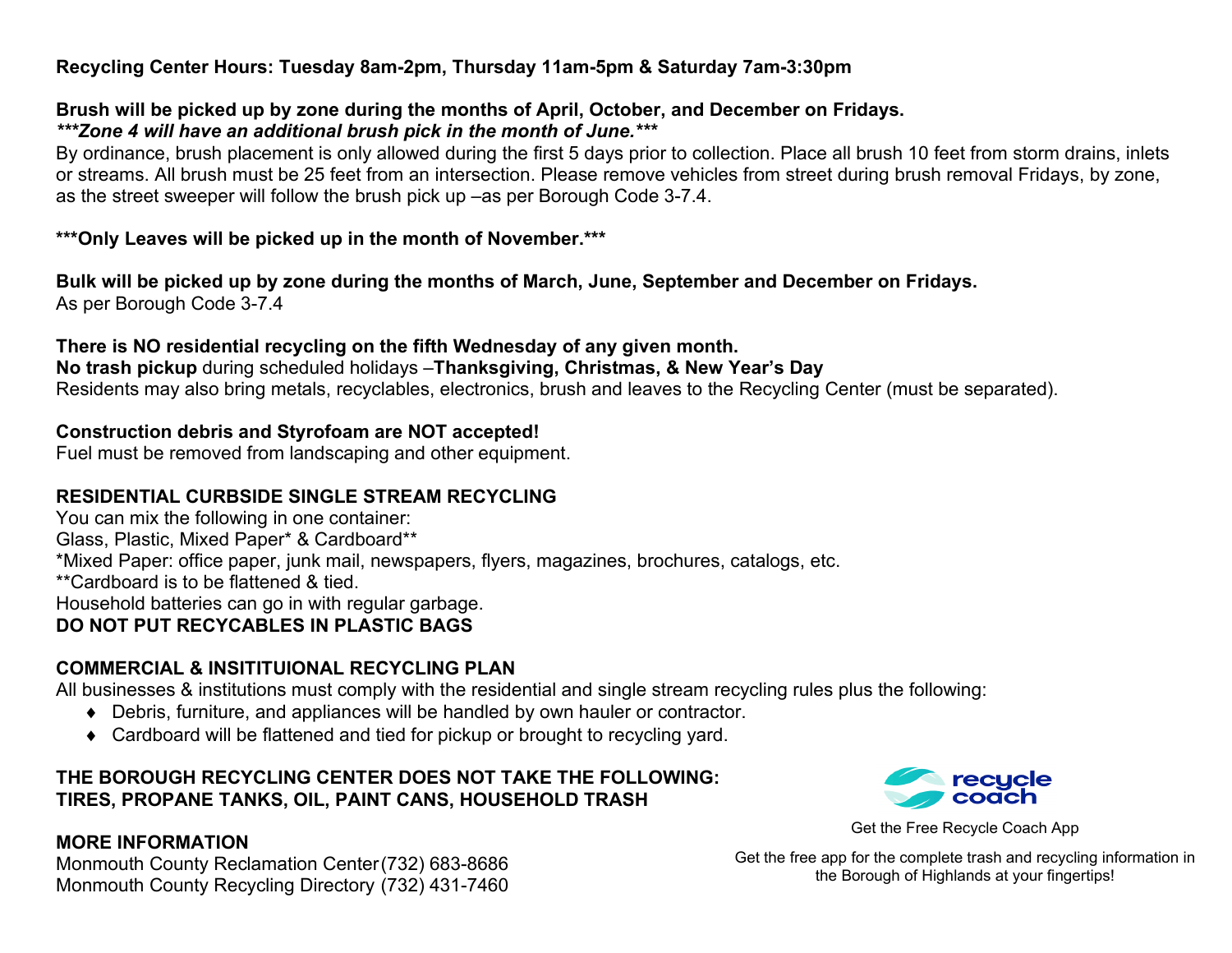**Recycling Center Hours: Tuesday 8am-2pm, Thursday 11am-5pm & Saturday 7am-3:30pm**

**Brush will be picked up by zone during the months of April, October, and December on Fridays.**
***\*\*\*Zone 4 will have an additional brush pick in the month of June.\*\*\****
By ordinance, brush placement is only allowed during the first 5 days prior to collection. Place all brush 10 feet from storm drains, inlets or streams. All brush must be 25 feet from an intersection. Please remove vehicles from street during brush removal Fridays, by zone, as the street sweeper will follow the brush pick up –as per Borough Code 3-7.4.

**\*\*\*Only Leaves will be picked up in the month of November.\*\*\***

**Bulk will be picked up by zone during the months of March, June, September and December on Fridays.**
As per Borough Code 3-7.4

**There is NO residential recycling on the fifth Wednesday of any given month.**
**No trash pickup** during scheduled holidays –**Thanksgiving, Christmas, & New Year's Day**
Residents may also bring metals, recyclables, electronics, brush and leaves to the Recycling Center (must be separated).

**Construction debris and Styrofoam are NOT accepted!**
Fuel must be removed from landscaping and other equipment.

**RESIDENTIAL CURBSIDE SINGLE STREAM RECYCLING**
You can mix the following in one container:
Glass, Plastic, Mixed Paper* & Cardboard**
*Mixed Paper: office paper, junk mail, newspapers, flyers, magazines, brochures, catalogs, etc.
**Cardboard is to be flattened & tied.
Household batteries can go in with regular garbage.
**DO NOT PUT RECYCABLES IN PLASTIC BAGS**

**COMMERCIAL & INSITITUIONAL RECYCLING PLAN**
All businesses & institutions must comply with the residential and single stream recycling rules plus the following:

- Debris, furniture, and appliances will be handled by own hauler or contractor.
- Cardboard will be flattened and tied for pickup or brought to recycling yard.

**THE BOROUGH RECYCLING CENTER DOES NOT TAKE THE FOLLOWING:**
**TIRES, PROPANE TANKS, OIL, PAINT CANS, HOUSEHOLD TRASH**

**MORE INFORMATION**
Monmouth County Reclamation Center (732) 683-8686
Monmouth County Recycling Directory (732) 431-7460

recycle coach

Get the Free Recycle Coach App

Get the free app for the complete trash and recycling information in the Borough of Highlands at your fingertips!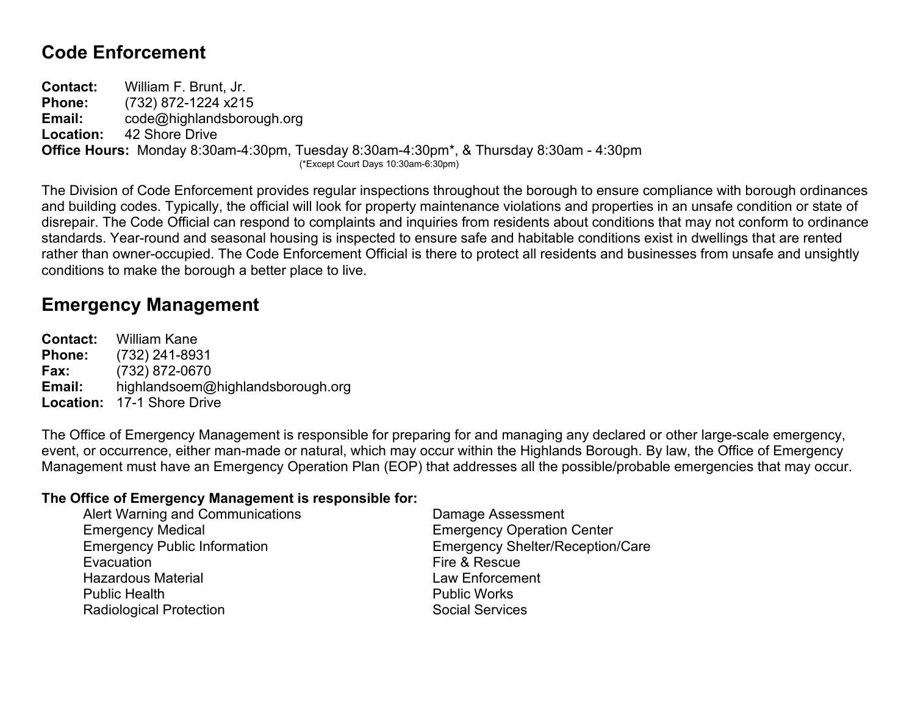## Code Enforcement

**Contact:** William F. Brunt, Jr.
**Phone:** (732) 872-1224 x215
**Email:** code@highlandsborough.org
**Location:** 42 Shore Drive
**Office Hours:** Monday 8:30am-4:30pm, Tuesday 8:30am-4:30pm*, & Thursday 8:30am - 4:30pm
(*Except Court Days 10:30am-6:30pm)

The Division of Code Enforcement provides regular inspections throughout the borough to ensure compliance with borough ordinances and building codes. Typically, the official will look for property maintenance violations and properties in an unsafe condition or state of disrepair. The Code Official can respond to complaints and inquiries from residents about conditions that may not conform to ordinance standards. Year-round and seasonal housing is inspected to ensure safe and habitable conditions exist in dwellings that are rented rather than owner-occupied. The Code Enforcement Official is there to protect all residents and businesses from unsafe and unsightly conditions to make the borough a better place to live.

## Emergency Management

**Contact:** William Kane
**Phone:** (732) 241-8931
**Fax:** (732) 872-0670
**Email:** highlandsoem@highlandsborough.org
**Location:** 17-1 Shore Drive

The Office of Emergency Management is responsible for preparing for and managing any declared or other large-scale emergency, event, or occurrence, either man-made or natural, which may occur within the Highlands Borough. By law, the Office of Emergency Management must have an Emergency Operation Plan (EOP) that addresses all the possible/probable emergencies that may occur.

**The Office of Emergency Management is responsible for:**

- Alert Warning and Communications
- Damage Assessment
- Emergency Medical
- Emergency Operation Center
- Emergency Public Information
- Emergency Shelter/Reception/Care
- Evacuation
- Fire & Rescue
- Hazardous Material
- Law Enforcement
- Public Health
- Public Works
- Radiological Protection
- Social Services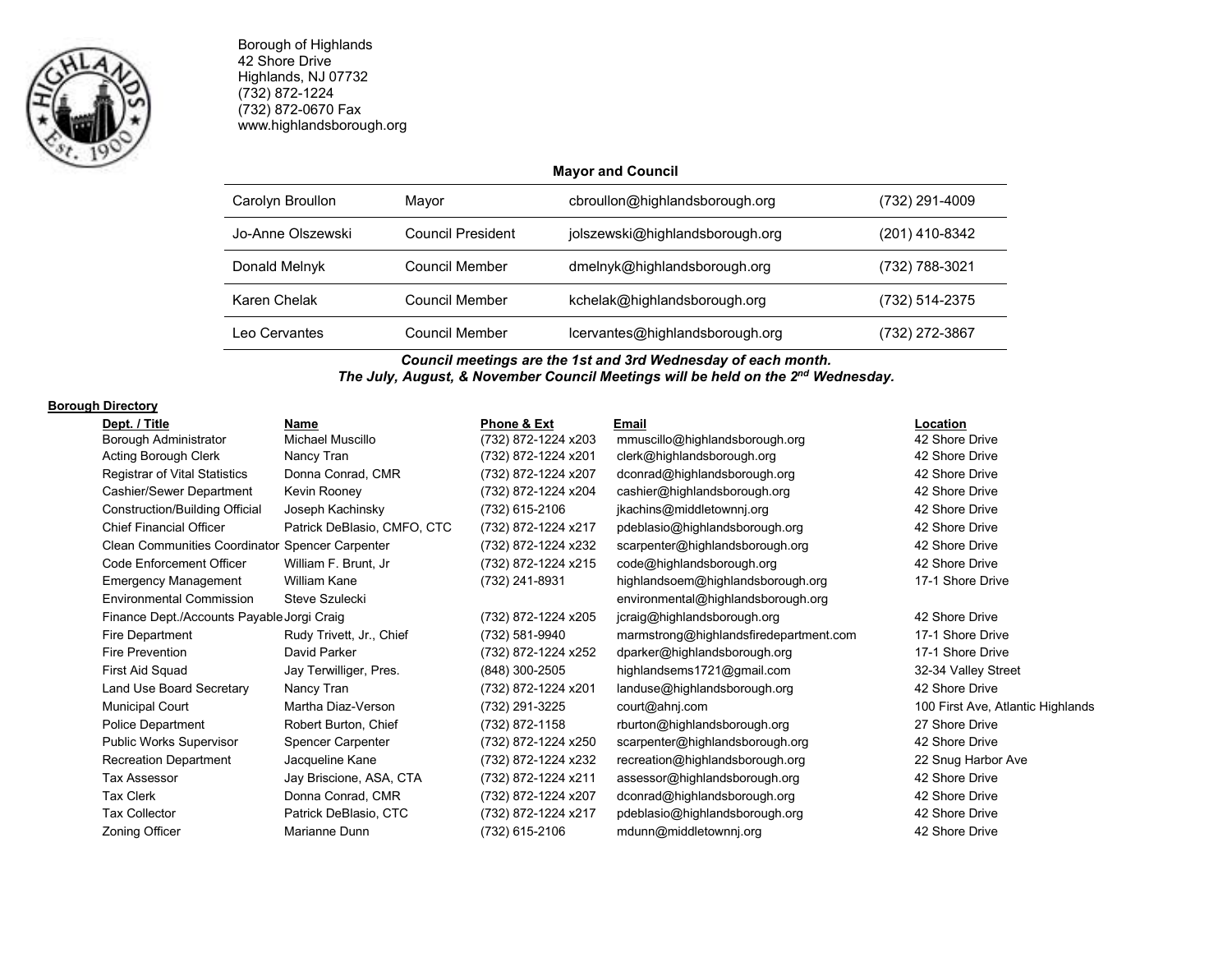Borough of Highlands
42 Shore Drive
Highlands, NJ 07732
(732) 872-1224
(732) 872-0670 Fax
www.highlandsborough.org

**Mayor and Council**

| | | | |
|---|---|---|---|
| Carolyn Broullon | Mayor | cbroullon@highlandsborough.org | (732) 291-4009 |
| Jo-Anne Olszewski | Council President | jolszewski@highlandsborough.org | (201) 410-8342 |
| Donald Melnyk | Council Member | dmelnyk@highlandsborough.org | (732) 788-3021 |
| Karen Chelak | Council Member | kchelak@highlandsborough.org | (732) 514-2375 |
| Leo Cervantes | Council Member | lcervantes@highlandsborough.org | (732) 272-3867 |

***Council meetings are the 1st and 3rd Wednesday of each month.***
***The July, August, & November Council Meetings will be held on the 2nd Wednesday.***

**Borough Directory**

| Dept. / Title | Name | Phone & Ext | Email | Location |
|---|---|---|---|---|
| Borough Administrator | Michael Muscillo | (732) 872-1224 x203 | mmuscillo@highlandsborough.org | 42 Shore Drive |
| Acting Borough Clerk | Nancy Tran | (732) 872-1224 x201 | clerk@highlandsborough.org | 42 Shore Drive |
| Registrar of Vital Statistics | Donna Conrad, CMR | (732) 872-1224 x207 | dconrad@highlandsborough.org | 42 Shore Drive |
| Cashier/Sewer Department | Kevin Rooney | (732) 872-1224 x204 | cashier@highlandsborough.org | 42 Shore Drive |
| Construction/Building Official | Joseph Kachinsky | (732) 615-2106 | jkachins@middletownnj.org | 42 Shore Drive |
| Chief Financial Officer | Patrick DeBlasio, CMFO, CTC | (732) 872-1224 x217 | pdeblasio@highlandsborough.org | 42 Shore Drive |
| Clean Communities Coordinator | Spencer Carpenter | (732) 872-1224 x232 | scarpenter@highlandsborough.org | 42 Shore Drive |
| Code Enforcement Officer | William F. Brunt, Jr | (732) 872-1224 x215 | code@highlandsborough.org | 42 Shore Drive |
| Emergency Management | William Kane | (732) 241-8931 | highlandsoem@highlandsborough.org | 17-1 Shore Drive |
| Environmental Commission | Steve Szulecki | | environmental@highlandsborough.org | |
| Finance Dept./Accounts Payable | Jorgi Craig | (732) 872-1224 x205 | jcraig@highlandsborough.org | 42 Shore Drive |
| Fire Department | Rudy Trivett, Jr., Chief | (732) 581-9940 | marmstrong@highlandsfiredepartment.com | 17-1 Shore Drive |
| Fire Prevention | David Parker | (732) 872-1224 x252 | dparker@highlandsborough.org | 17-1 Shore Drive |
| First Aid Squad | Jay Terwilliger, Pres. | (848) 300-2505 | highlandsems1721@gmail.com | 32-34 Valley Street |
| Land Use Board Secretary | Nancy Tran | (732) 872-1224 x201 | landuse@highlandsborough.org | 42 Shore Drive |
| Municipal Court | Martha Diaz-Verson | (732) 291-3225 | court@ahnj.com | 100 First Ave, Atlantic Highlands |
| Police Department | Robert Burton, Chief | (732) 872-1158 | rburton@highlandsborough.org | 27 Shore Drive |
| Public Works Supervisor | Spencer Carpenter | (732) 872-1224 x250 | scarpenter@highlandsborough.org | 42 Shore Drive |
| Recreation Department | Jacqueline Kane | (732) 872-1224 x232 | recreation@highlandsborough.org | 22 Snug Harbor Ave |
| Tax Assessor | Jay Briscione, ASA, CTA | (732) 872-1224 x211 | assessor@highlandsborough.org | 42 Shore Drive |
| Tax Clerk | Donna Conrad, CMR | (732) 872-1224 x207 | dconrad@highlandsborough.org | 42 Shore Drive |
| Tax Collector | Patrick DeBlasio, CTC | (732) 872-1224 x217 | pdeblasio@highlandsborough.org | 42 Shore Drive |
| Zoning Officer | Marianne Dunn | (732) 615-2106 | mdunn@middletownnj.org | 42 Shore Drive |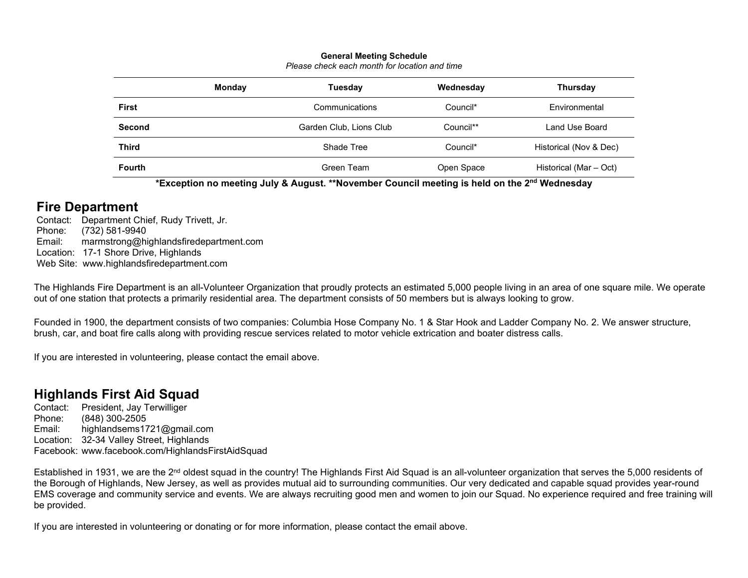**General Meeting Schedule**
*Please check each month for location and time*

| | Monday | Tuesday | Wednesday | Thursday |
|---|---|---|---|---|
| **First** | | Communications | Council* | Environmental |
| **Second** | | Garden Club, Lions Club | Council** | Land Use Board |
| **Third** | | Shade Tree | Council* | Historical (Nov & Dec) |
| **Fourth** | | Green Team | Open Space | Historical (Mar – Oct) |

**\*Exception no meeting July & August. \*\*November Council meeting is held on the 2nd Wednesday**

## Fire Department

Contact: Department Chief, Rudy Trivett, Jr.
Phone: (732) 581-9940
Email: marmstrong@highlandsfiredepartment.com
Location: 17-1 Shore Drive, Highlands
Web Site: www.highlandsfiredepartment.com

The Highlands Fire Department is an all-Volunteer Organization that proudly protects an estimated 5,000 people living in an area of one square mile. We operate out of one station that protects a primarily residential area. The department consists of 50 members but is always looking to grow.

Founded in 1900, the department consists of two companies: Columbia Hose Company No. 1 & Star Hook and Ladder Company No. 2. We answer structure, brush, car, and boat fire calls along with providing rescue services related to motor vehicle extrication and boater distress calls.

If you are interested in volunteering, please contact the email above.

## Highlands First Aid Squad

Contact: President, Jay Terwilliger
Phone: (848) 300-2505
Email: highlandsems1721@gmail.com
Location: 32-34 Valley Street, Highlands
Facebook: www.facebook.com/HighlandsFirstAidSquad

Established in 1931, we are the 2nd oldest squad in the country! The Highlands First Aid Squad is an all-volunteer organization that serves the 5,000 residents of the Borough of Highlands, New Jersey, as well as provides mutual aid to surrounding communities. Our very dedicated and capable squad provides year-round EMS coverage and community service and events. We are always recruiting good men and women to join our Squad. No experience required and free training will be provided.

If you are interested in volunteering or donating or for more information, please contact the email above.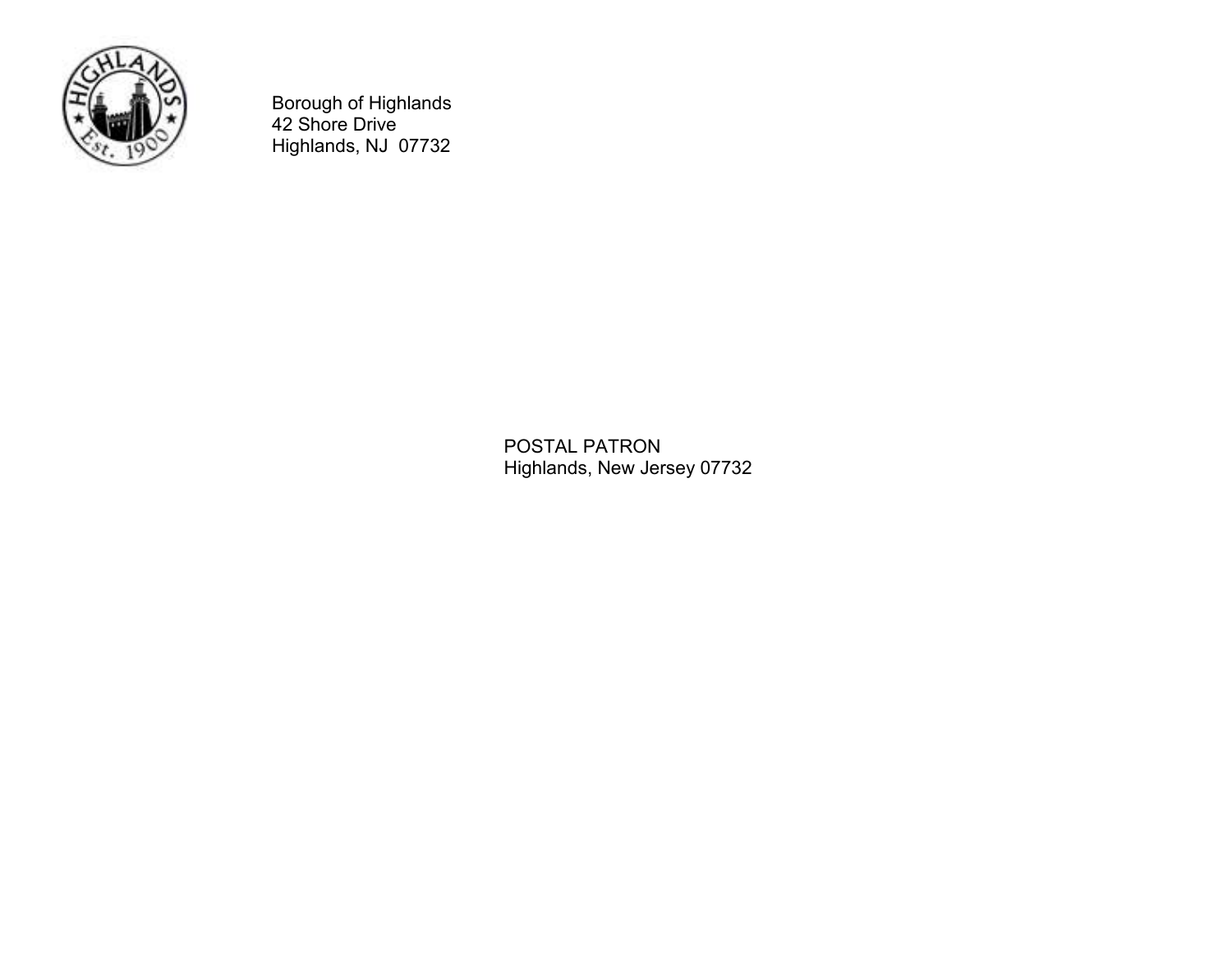Borough of Highlands
42 Shore Drive
Highlands, NJ  07732

POSTAL PATRON
Highlands, New Jersey 07732